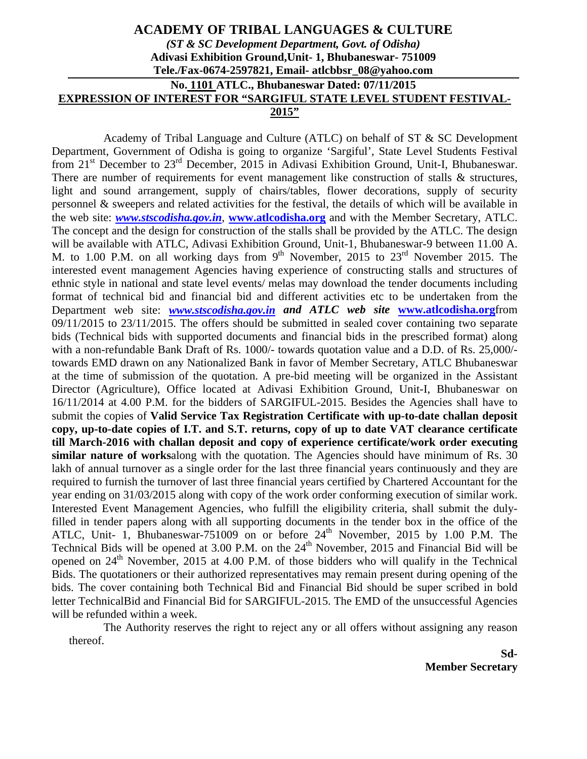# ACADEMY OF TRIBAL LANGUAGES & CULTURE

***(ST & SC Development Department, Govt. of Odisha)***

**Adivasi Exhibition Ground,Unit- 1, Bhubaneswar- 751009**

**Tele./Fax-0674-2597821, Email- atlcbbsr_08@yahoo.com**

**No. 1101 ATLC., Bhubaneswar Dated: 07/11/2015**

## EXPRESSION OF INTEREST FOR "SARGIFUL STATE LEVEL STUDENT FESTIVAL-2015"

Academy of Tribal Language and Culture (ATLC) on behalf of ST & SC Development Department, Government of Odisha is going to organize 'Sargiful', State Level Students Festival from 21st December to 23rd December, 2015 in Adivasi Exhibition Ground, Unit-I, Bhubaneswar. There are number of requirements for event management like construction of stalls & structures, light and sound arrangement, supply of chairs/tables, flower decorations, supply of security personnel & sweepers and related activities for the festival, the details of which will be available in the web site: ***www.stscodisha.gov.in***, **www.atlcodisha.org** and with the Member Secretary, ATLC. The concept and the design for construction of the stalls shall be provided by the ATLC. The design will be available with ATLC, Adivasi Exhibition Ground, Unit-1, Bhubaneswar-9 between 11.00 A. M. to 1.00 P.M. on all working days from 9th November, 2015 to 23rd November 2015. The interested event management Agencies having experience of constructing stalls and structures of ethnic style in national and state level events/ melas may download the tender documents including format of technical bid and financial bid and different activities etc to be undertaken from the Department web site: ***www.stscodisha.gov.in and ATLC web site*** **www.atlcodisha.org**from 09/11/2015 to 23/11/2015. The offers should be submitted in sealed cover containing two separate bids (Technical bids with supported documents and financial bids in the prescribed format) along with a non-refundable Bank Draft of Rs. 1000/- towards quotation value and a D.D. of Rs. 25,000/- towards EMD drawn on any Nationalized Bank in favor of Member Secretary, ATLC Bhubaneswar at the time of submission of the quotation. A pre-bid meeting will be organized in the Assistant Director (Agriculture), Office located at Adivasi Exhibition Ground, Unit-I, Bhubaneswar on 16/11/2014 at 4.00 P.M. for the bidders of SARGIFUL-2015. Besides the Agencies shall have to submit the copies of **Valid Service Tax Registration Certificate with up-to-date challan deposit copy, up-to-date copies of I.T. and S.T. returns, copy of up to date VAT clearance certificate till March-2016 with challan deposit and copy of experience certificate/work order executing similar nature of works**along with the quotation. The Agencies should have minimum of Rs. 30 lakh of annual turnover as a single order for the last three financial years continuously and they are required to furnish the turnover of last three financial years certified by Chartered Accountant for the year ending on 31/03/2015 along with copy of the work order conforming execution of similar work. Interested Event Management Agencies, who fulfill the eligibility criteria, shall submit the duly-filled in tender papers along with all supporting documents in the tender box in the office of the ATLC, Unit- 1, Bhubaneswar-751009 on or before 24th November, 2015 by 1.00 P.M. The Technical Bids will be opened at 3.00 P.M. on the 24th November, 2015 and Financial Bid will be opened on 24th November, 2015 at 4.00 P.M. of those bidders who will qualify in the Technical Bids. The quotationers or their authorized representatives may remain present during opening of the bids. The cover containing both Technical Bid and Financial Bid should be super scribed in bold letter TechnicalBid and Financial Bid for SARGIFUL-2015. The EMD of the unsuccessful Agencies will be refunded within a week.

The Authority reserves the right to reject any or all offers without assigning any reason thereof.

**Sd-**

**Member Secretary**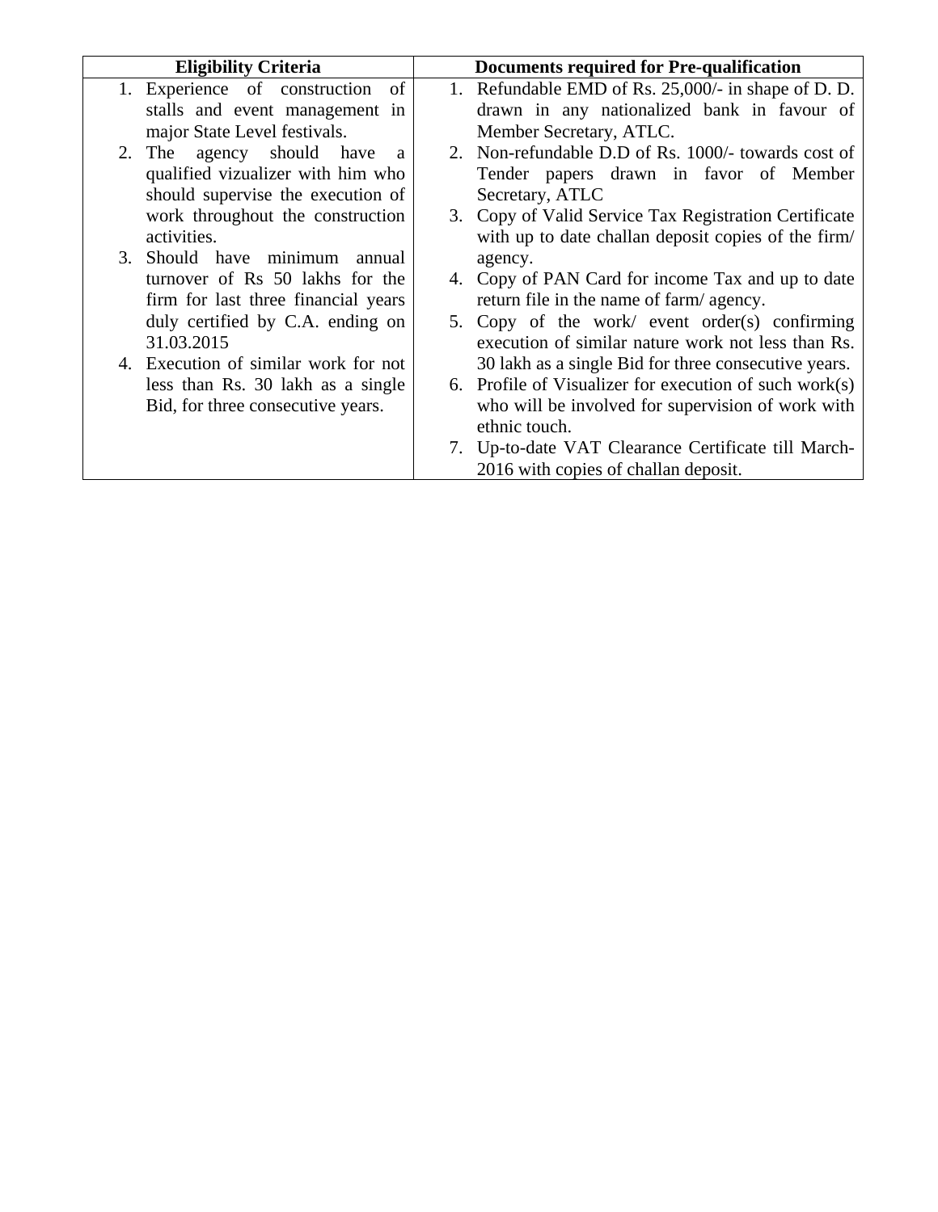| Eligibility Criteria | Documents required for Pre-qualification |
|---|---|
| 1. Experience of construction of stalls and event management in major State Level festivals.<br>2. The agency should have a qualified vizualizer with him who should supervise the execution of work throughout the construction activities.<br>3. Should have minimum annual turnover of Rs 50 lakhs for the firm for last three financial years duly certified by C.A. ending on 31.03.2015<br>4. Execution of similar work for not less than Rs. 30 lakh as a single Bid, for three consecutive years. | 1. Refundable EMD of Rs. 25,000/- in shape of D. D. drawn in any nationalized bank in favour of Member Secretary, ATLC.<br>2. Non-refundable D.D of Rs. 1000/- towards cost of Tender papers drawn in favor of Member Secretary, ATLC<br>3. Copy of Valid Service Tax Registration Certificate with up to date challan deposit copies of the firm/ agency.<br>4. Copy of PAN Card for income Tax and up to date return file in the name of farm/ agency.<br>5. Copy of the work/ event order(s) confirming execution of similar nature work not less than Rs. 30 lakh as a single Bid for three consecutive years.<br>6. Profile of Visualizer for execution of such work(s) who will be involved for supervision of work with ethnic touch.<br>7. Up-to-date VAT Clearance Certificate till March-2016 with copies of challan deposit. |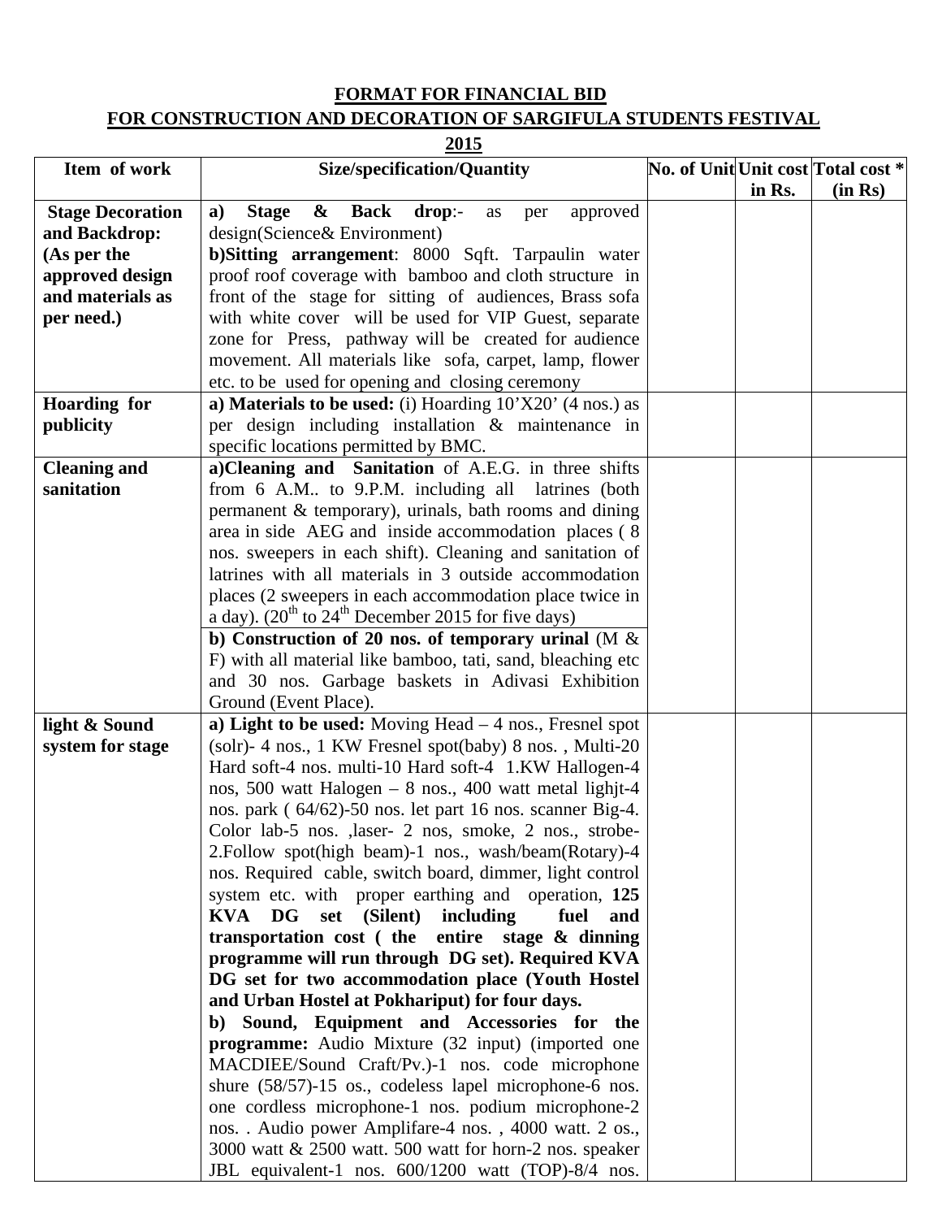**FORMAT FOR FINANCIAL BID**

**FOR CONSTRUCTION AND DECORATION OF SARGIFULA STUDENTS FESTIVAL 2015**

| Item of work | Size/specification/Quantity | No. of Unit | Unit cost in Rs. | Total cost * (in Rs) |
|---|---|---|---|---|
| **Stage Decoration and Backdrop: (As per the approved design and materials as per need.)** | **a) Stage & Back drop**:- as per approved design(Science& Environment)<br>**b)Sitting arrangement**: 8000 Sqft. Tarpaulin water proof roof coverage with bamboo and cloth structure in front of the stage for sitting of audiences, Brass sofa with white cover will be used for VIP Guest, separate zone for Press, pathway will be created for audience movement. All materials like sofa, carpet, lamp, flower etc. to be used for opening and closing ceremony | | | |
| **Hoarding for publicity** | **a) Materials to be used:** (i) Hoarding 10'X20' (4 nos.) as per design including installation & maintenance in specific locations permitted by BMC. | | | |
| **Cleaning and sanitation** | **a)Cleaning and Sanitation** of A.E.G. in three shifts from 6 A.M.. to 9.P.M. including all latrines (both permanent & temporary), urinals, bath rooms and dining area in side AEG and inside accommodation places ( 8 nos. sweepers in each shift). Cleaning and sanitation of latrines with all materials in 3 outside accommodation places (2 sweepers in each accommodation place twice in a day). (20th to 24th December 2015 for five days) | | | |
| | **b) Construction of 20 nos. of temporary urinal** (M & F) with all material like bamboo, tati, sand, bleaching etc and 30 nos. Garbage baskets in Adivasi Exhibition Ground (Event Place). | | | |
| **light & Sound system for stage** | **a) Light to be used:** Moving Head – 4 nos., Fresnel spot (solr)- 4 nos., 1 KW Fresnel spot(baby) 8 nos. , Multi-20 Hard soft-4 nos. multi-10 Hard soft-4 1.KW Hallogen-4 nos, 500 watt Halogen – 8 nos., 400 watt metal lighjt-4 nos. park ( 64/62)-50 nos. let part 16 nos. scanner Big-4. Color lab-5 nos. ,laser- 2 nos, smoke, 2 nos., strobe-2.Follow spot(high beam)-1 nos., wash/beam(Rotary)-4 nos. Required cable, switch board, dimmer, light control system etc. with proper earthing and operation, **125 KVA DG set (Silent) including fuel and transportation cost ( the entire stage & dinning programme will run through DG set). Required KVA DG set for two accommodation place (Youth Hostel and Urban Hostel at Pokhariput) for four days.**<br>**b) Sound, Equipment and Accessories for the programme:** Audio Mixture (32 input) (imported one MACDIEE/Sound Craft/Pv.)-1 nos. code microphone shure (58/57)-15 os., codeless lapel microphone-6 nos. one cordless microphone-1 nos. podium microphone-2 nos. . Audio power Amplifare-4 nos. , 4000 watt. 2 os., 3000 watt & 2500 watt. 500 watt for horn-2 nos. speaker JBL equivalent-1 nos. 600/1200 watt (TOP)-8/4 nos. | | | |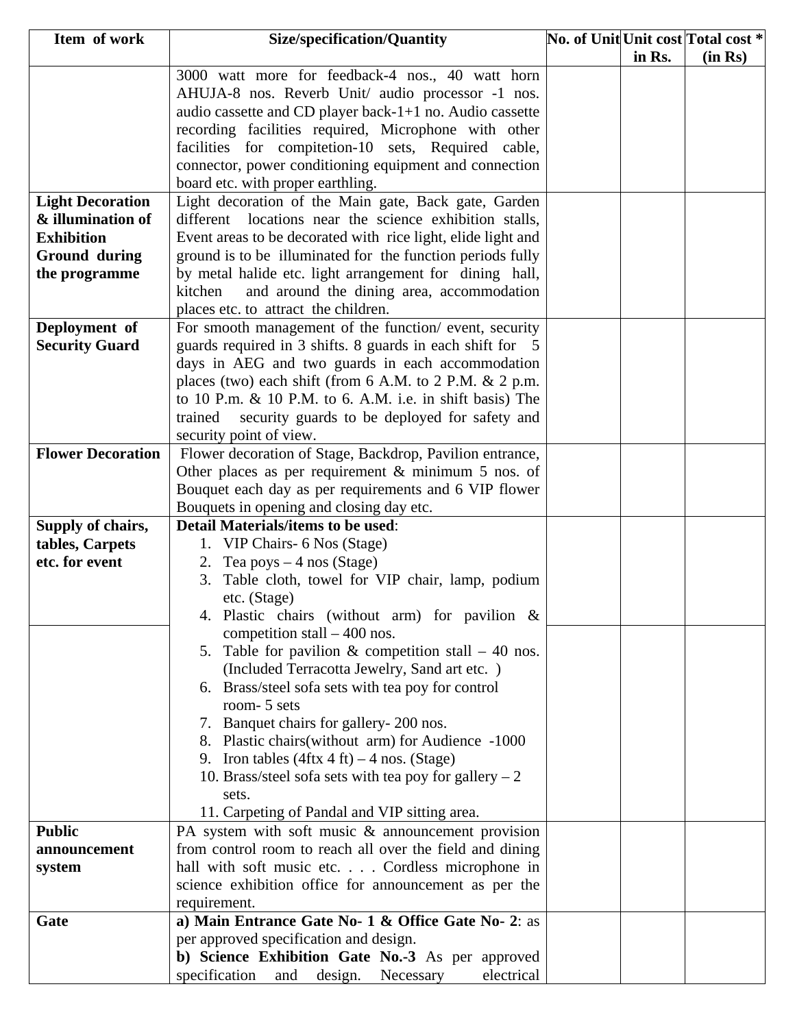| Item of work | Size/specification/Quantity | No. of Unit | Unit cost in Rs. | Total cost * (in Rs) |
|---|---|---|---|---|
| | 3000 watt more for feedback-4 nos., 40 watt horn AHUJA-8 nos. Reverb Unit/ audio processor -1 nos. audio cassette and CD player back-1+1 no. Audio cassette recording facilities required, Microphone with other facilities for compitetion-10 sets, Required cable, connector, power conditioning equipment and connection board etc. with proper earthling. | | | |
| **Light Decoration & illumination of Exhibition Ground during the programme** | Light decoration of the Main gate, Back gate, Garden different locations near the science exhibition stalls, Event areas to be decorated with rice light, elide light and ground is to be illuminated for the function periods fully by metal halide etc. light arrangement for dining hall, kitchen and around the dining area, accommodation places etc. to attract the children. | | | |
| **Deployment of Security Guard** | For smooth management of the function/ event, security guards required in 3 shifts. 8 guards in each shift for 5 days in AEG and two guards in each accommodation places (two) each shift (from 6 A.M. to 2 P.M. & 2 p.m. to 10 P.m. & 10 P.M. to 6. A.M. i.e. in shift basis) The trained security guards to be deployed for safety and security point of view. | | | |
| **Flower Decoration** | Flower decoration of Stage, Backdrop, Pavilion entrance, Other places as per requirement & minimum 5 nos. of Bouquet each day as per requirements and 6 VIP flower Bouquets in opening and closing day etc. | | | |
| **Supply of chairs, tables, Carpets etc. for event** | **Detail Materials/items to be used**:<br>1. VIP Chairs- 6 Nos (Stage)<br>2. Tea poys – 4 nos (Stage)<br>3. Table cloth, towel for VIP chair, lamp, podium etc. (Stage)<br>4. Plastic chairs (without arm) for pavilion & competition stall – 400 nos.<br>5. Table for pavilion & competition stall – 40 nos. (Included Terracotta Jewelry, Sand art etc. )<br>6. Brass/steel sofa sets with tea poy for control room- 5 sets<br>7. Banquet chairs for gallery- 200 nos.<br>8. Plastic chairs(without arm) for Audience -1000<br>9. Iron tables (4ftx 4 ft) – 4 nos. (Stage)<br>10. Brass/steel sofa sets with tea poy for gallery – 2 sets.<br>11. Carpeting of Pandal and VIP sitting area. | | | |
| **Public announcement system** | PA system with soft music & announcement provision from control room to reach all over the field and dining hall with soft music etc. . . . Cordless microphone in science exhibition office for announcement as per the requirement. | | | |
| **Gate** | **a) Main Entrance Gate No- 1 & Office Gate No- 2**: as per approved specification and design.<br>**b) Science Exhibition Gate No.-3** As per approved specification and design. Necessary electrical | | | |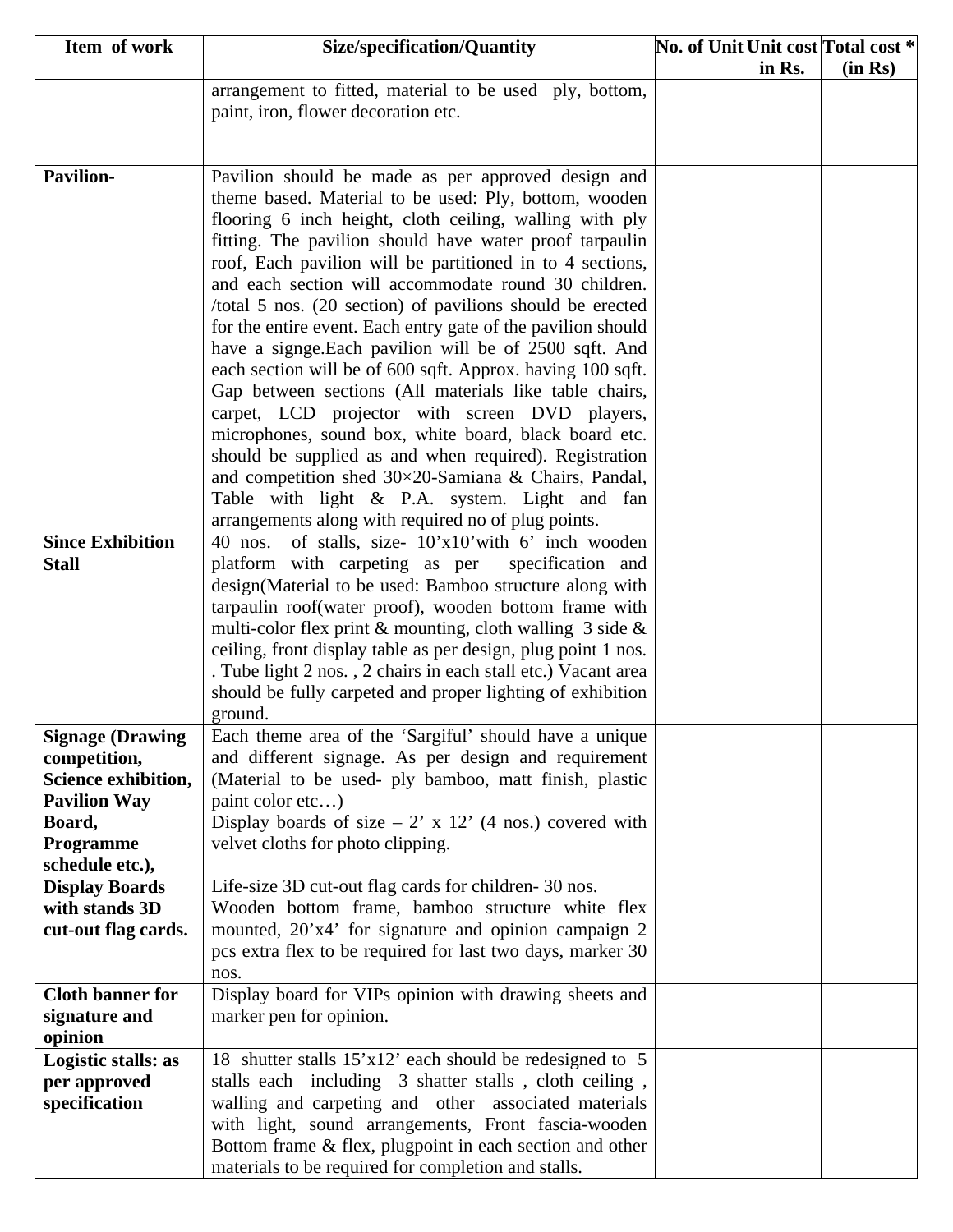| Item of work | Size/specification/Quantity | No. of Unit | Unit cost in Rs. | Total cost * (in Rs) |
|---|---|---|---|---|
| | arrangement to fitted, material to be used ply, bottom, paint, iron, flower decoration etc. | | | |
| **Pavilion-** | Pavilion should be made as per approved design and theme based. Material to be used: Ply, bottom, wooden flooring 6 inch height, cloth ceiling, walling with ply fitting. The pavilion should have water proof tarpaulin roof, Each pavilion will be partitioned in to 4 sections, and each section will accommodate round 30 children. /total 5 nos. (20 section) of pavilions should be erected for the entire event. Each entry gate of the pavilion should have a signge.Each pavilion will be of 2500 sqft. And each section will be of 600 sqft. Approx. having 100 sqft. Gap between sections (All materials like table chairs, carpet, LCD projector with screen DVD players, microphones, sound box, white board, black board etc. should be supplied as and when required). Registration and competition shed 30×20-Samiana & Chairs, Pandal, Table with light & P.A. system. Light and fan arrangements along with required no of plug points. | | | |
| **Since Exhibition Stall** | 40 nos. of stalls, size- 10'x10'with 6' inch wooden platform with carpeting as per specification and design(Material to be used: Bamboo structure along with tarpaulin roof(water proof), wooden bottom frame with multi-color flex print & mounting, cloth walling 3 side & ceiling, front display table as per design, plug point 1 nos. . Tube light 2 nos. , 2 chairs in each stall etc.) Vacant area should be fully carpeted and proper lighting of exhibition ground. | | | |
| **Signage (Drawing competition, Science exhibition, Pavilion Way Board, Programme schedule etc.), Display Boards with stands 3D cut-out flag cards.** | Each theme area of the 'Sargiful' should have a unique and different signage. As per design and requirement (Material to be used- ply bamboo, matt finish, plastic paint color etc…)<br>Display boards of size – 2' x 12' (4 nos.) covered with velvet cloths for photo clipping.<br><br>Life-size 3D cut-out flag cards for children- 30 nos.<br>Wooden bottom frame, bamboo structure white flex mounted, 20'x4' for signature and opinion campaign 2 pcs extra flex to be required for last two days, marker 30 nos. | | | |
| **Cloth banner for signature and opinion** | Display board for VIPs opinion with drawing sheets and marker pen for opinion. | | | |
| **Logistic stalls: as per approved specification** | 18 shutter stalls 15'x12' each should be redesigned to 5 stalls each including 3 shatter stalls , cloth ceiling , walling and carpeting and other associated materials with light, sound arrangements, Front fascia-wooden Bottom frame & flex, plugpoint in each section and other materials to be required for completion and stalls. | | | |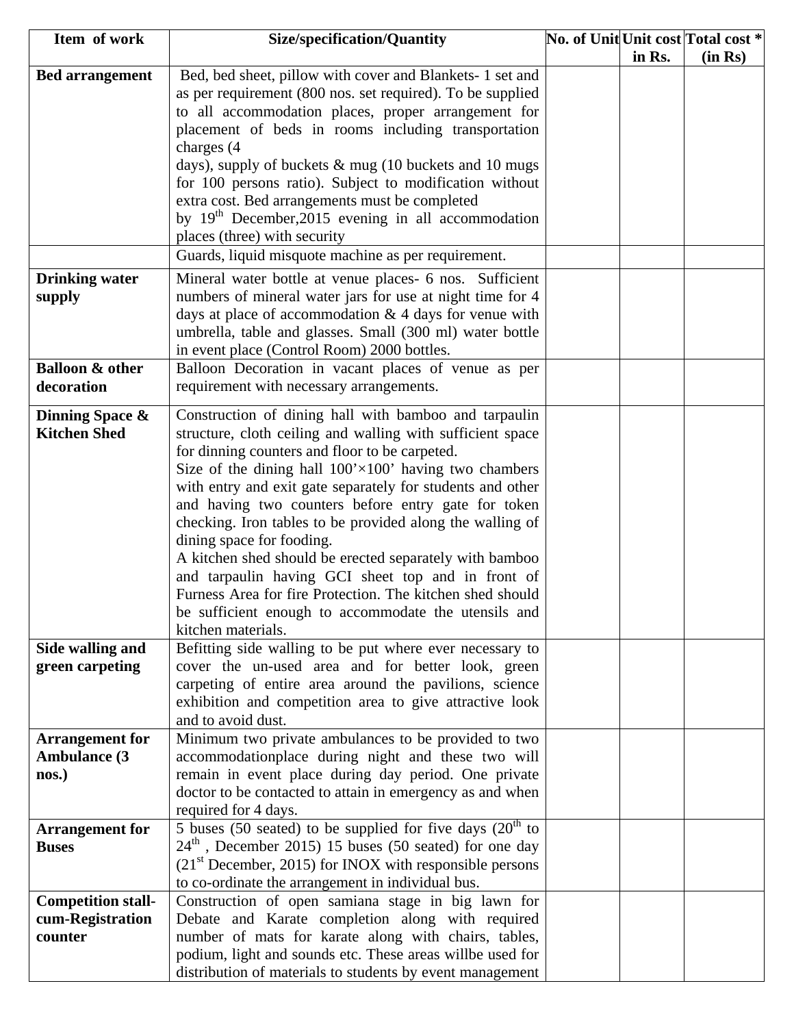| Item of work | Size/specification/Quantity | No. of Unit | Unit cost in Rs. | Total cost * (in Rs) |
|---|---|---|---|---|
| **Bed arrangement** | Bed, bed sheet, pillow with cover and Blankets- 1 set and as per requirement (800 nos. set required). To be supplied to all accommodation places, proper arrangement for placement of beds in rooms including transportation charges (4 days), supply of buckets & mug (10 buckets and 10 mugs for 100 persons ratio). Subject to modification without extra cost. Bed arrangements must be completed by 19th December,2015 evening in all accommodation places (three) with security | | | |
| | Guards, liquid misquote machine as per requirement. | | | |
| **Drinking water supply** | Mineral water bottle at venue places- 6 nos. Sufficient numbers of mineral water jars for use at night time for 4 days at place of accommodation & 4 days for venue with umbrella, table and glasses. Small (300 ml) water bottle in event place (Control Room) 2000 bottles. | | | |
| **Balloon & other decoration** | Balloon Decoration in vacant places of venue as per requirement with necessary arrangements. | | | |
| **Dinning Space & Kitchen Shed** | Construction of dining hall with bamboo and tarpaulin structure, cloth ceiling and walling with sufficient space for dinning counters and floor to be carpeted. Size of the dining hall 100'×100' having two chambers with entry and exit gate separately for students and other and having two counters before entry gate for token checking. Iron tables to be provided along the walling of dining space for fooding. A kitchen shed should be erected separately with bamboo and tarpaulin having GCI sheet top and in front of Furness Area for fire Protection. The kitchen shed should be sufficient enough to accommodate the utensils and kitchen materials. | | | |
| **Side walling and green carpeting** | Befitting side walling to be put where ever necessary to cover the un-used area and for better look, green carpeting of entire area around the pavilions, science exhibition and competition area to give attractive look and to avoid dust. | | | |
| **Arrangement for Ambulance (3 nos.)** | Minimum two private ambulances to be provided to two accommodationplace during night and these two will remain in event place during day period. One private doctor to be contacted to attain in emergency as and when required for 4 days. | | | |
| **Arrangement for Buses** | 5 buses (50 seated) to be supplied for five days (20th to 24th , December 2015) 15 buses (50 seated) for one day (21st December, 2015) for INOX with responsible persons to co-ordinate the arrangement in individual bus. | | | |
| **Competition stall-cum-Registration counter** | Construction of open samiana stage in big lawn for Debate and Karate completion along with required number of mats for karate along with chairs, tables, podium, light and sounds etc. These areas willbe used for distribution of materials to students by event management | | | |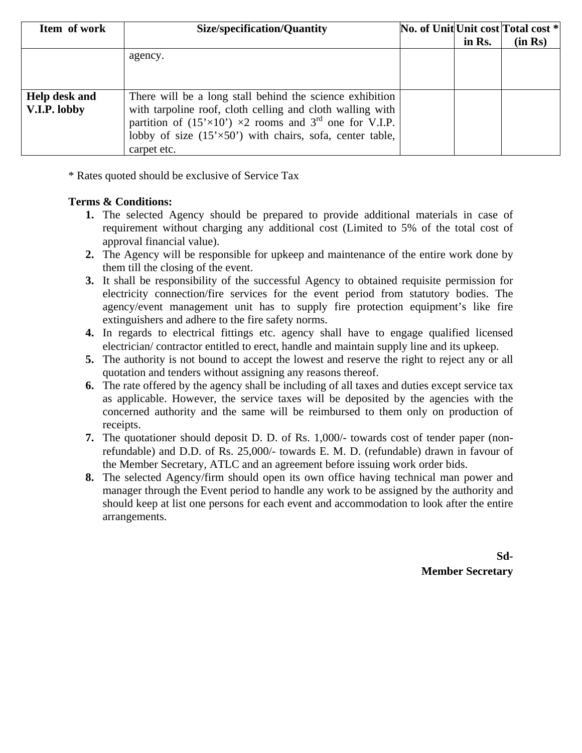| Item of work | Size/specification/Quantity | No. of Unit | Unit cost in Rs. | Total cost * (in Rs) |
|---|---|---|---|---|
| | agency. | | | |
| **Help desk and V.I.P. lobby** | There will be a long stall behind the science exhibition with tarpoline roof, cloth celling and cloth walling with partition of (15’×10’) ×2 rooms and 3rd one for V.I.P. lobby of size (15’×50’) with chairs, sofa, center table, carpet etc. | | | |

\* Rates quoted should be exclusive of Service Tax

**Terms & Conditions:**

1. The selected Agency should be prepared to provide additional materials in case of requirement without charging any additional cost (Limited to 5% of the total cost of approval financial value).
2. The Agency will be responsible for upkeep and maintenance of the entire work done by them till the closing of the event.
3. It shall be responsibility of the successful Agency to obtained requisite permission for electricity connection/fire services for the event period from statutory bodies. The agency/event management unit has to supply fire protection equipment’s like fire extinguishers and adhere to the fire safety norms.
4. In regards to electrical fittings etc. agency shall have to engage qualified licensed electrician/ contractor entitled to erect, handle and maintain supply line and its upkeep.
5. The authority is not bound to accept the lowest and reserve the right to reject any or all quotation and tenders without assigning any reasons thereof.
6. The rate offered by the agency shall be including of all taxes and duties except service tax as applicable. However, the service taxes will be deposited by the agencies with the concerned authority and the same will be reimbursed to them only on production of receipts.
7. The quotationer should deposit D. D. of Rs. 1,000/- towards cost of tender paper (non-refundable) and D.D. of Rs. 25,000/- towards E. M. D. (refundable) drawn in favour of the Member Secretary, ATLC and an agreement before issuing work order bids.
8. The selected Agency/firm should open its own office having technical man power and manager through the Event period to handle any work to be assigned by the authority and should keep at list one persons for each event and accommodation to look after the entire arrangements.

**Sd-**
**Member Secretary**